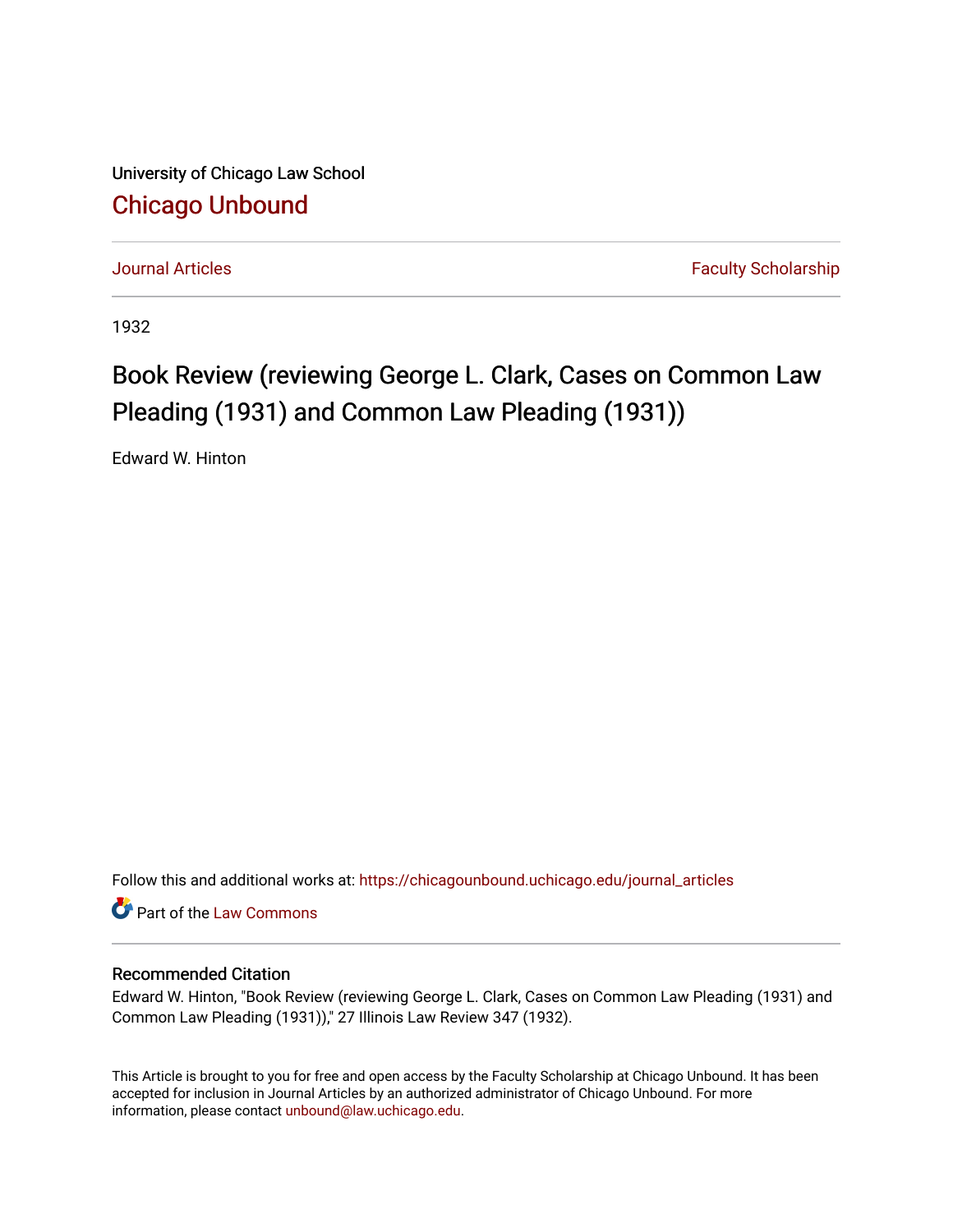University of Chicago Law School

## Chicago Unbound

Journal Articles | Faculty Scholarship

1932

# Book Review (reviewing George L. Clark, Cases on Common Law Pleading (1931) and Common Law Pleading (1931))

Edward W. Hinton

Follow this and additional works at: https://chicagounbound.uchicago.edu/journal_articles

Part of the Law Commons

### Recommended Citation

Edward W. Hinton, "Book Review (reviewing George L. Clark, Cases on Common Law Pleading (1931) and Common Law Pleading (1931))," 27 Illinois Law Review 347 (1932).

This Article is brought to you for free and open access by the Faculty Scholarship at Chicago Unbound. It has been accepted for inclusion in Journal Articles by an authorized administrator of Chicago Unbound. For more information, please contact unbound@law.uchicago.edu.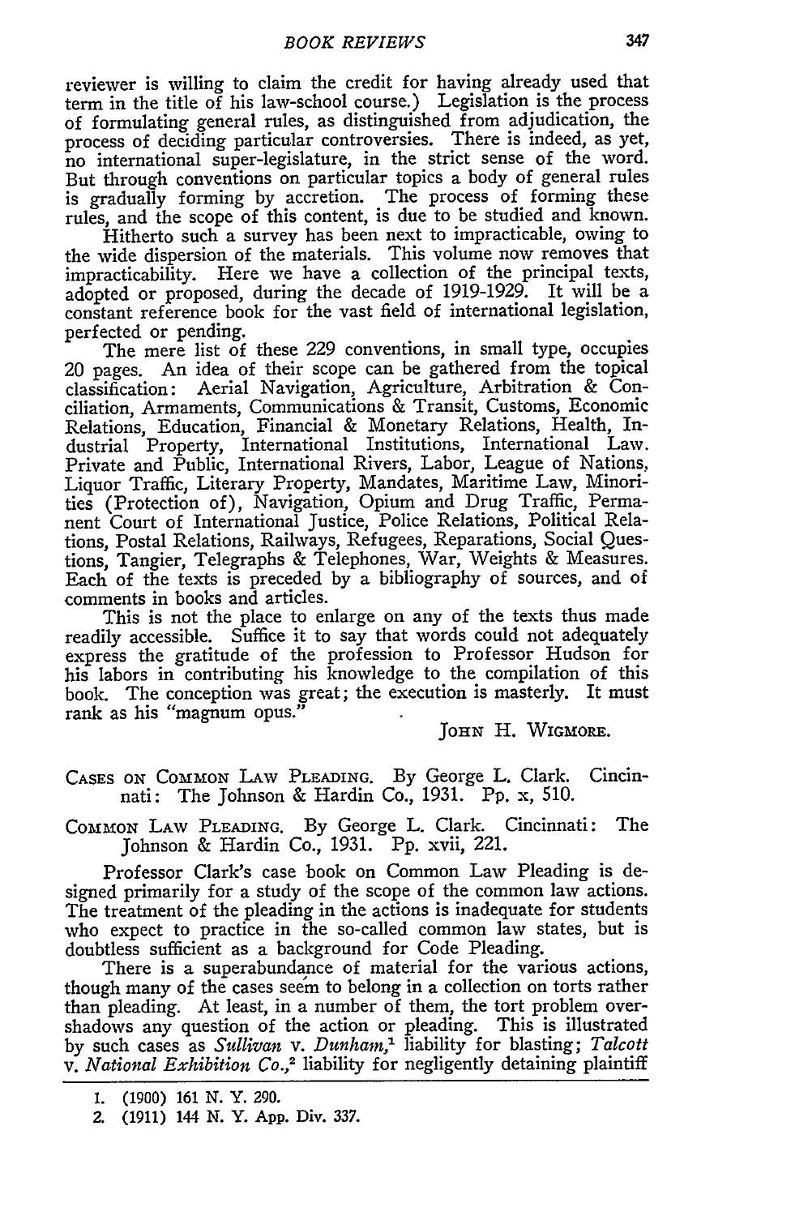reviewer is willing to claim the credit for having already used that term in the title of his law-school course.) Legislation is the process of formulating general rules, as distinguished from adjudication, the process of deciding particular controversies. There is indeed, as yet, no international super-legislature, in the strict sense of the word. But through conventions on particular topics a body of general rules is gradually forming by accretion. The process of forming these rules, and the scope of this content, is due to be studied and known.

Hitherto such a survey has been next to impracticable, owing to the wide dispersion of the materials. This volume now removes that impracticability. Here we have a collection of the principal texts, adopted or proposed, during the decade of 1919-1929. It will be a constant reference book for the vast field of international legislation, perfected or pending.

The mere list of these 229 conventions, in small type, occupies 20 pages. An idea of their scope can be gathered from the topical classification: Aerial Navigation, Agriculture, Arbitration & Conciliation, Armaments, Communications & Transit, Customs, Economic Relations, Education, Financial & Monetary Relations, Health, Industrial Property, International Institutions, International Law. Private and Public, International Rivers, Labor, League of Nations, Liquor Traffic, Literary Property, Mandates, Maritime Law, Minorities (Protection of), Navigation, Opium and Drug Traffic, Permanent Court of International Justice, Police Relations, Political Relations, Postal Relations, Railways, Refugees, Reparations, Social Questions, Tangier, Telegraphs & Telephones, War, Weights & Measures. Each of the texts is preceded by a bibliography of sources, and of comments in books and articles.

This is not the place to enlarge on any of the texts thus made readily accessible. Suffice it to say that words could not adequately express the gratitude of the profession to Professor Hudson for his labors in contributing his knowledge to the compilation of this book. The conception was great; the execution is masterly. It must rank as his "magnum opus."

JOHN H. WIGMORE.

CASES ON COMMON LAW PLEADING. By George L. Clark. Cincinnati: The Johnson & Hardin Co., 1931. Pp. x, 510.

COMMON LAW PLEADING. By George L. Clark. Cincinnati: The Johnson & Hardin Co., 1931. Pp. xvii, 221.

Professor Clark's case book on Common Law Pleading is designed primarily for a study of the scope of the common law actions. The treatment of the pleading in the actions is inadequate for students who expect to practice in the so-called common law states, but is doubtless sufficient as a background for Code Pleading.

There is a superabundance of material for the various actions, though many of the cases seem to belong in a collection on torts rather than pleading. At least, in a number of them, the tort problem overshadows any question of the action or pleading. This is illustrated by such cases as *Sullivan* v. *Dunham*,[1] liability for blasting; *Talcott* v. *National Exhibition Co.*,[2] liability for negligently detaining plaintiff

1. (1900) 161 N. Y. 290.
2. (1911) 144 N. Y. App. Div. 337.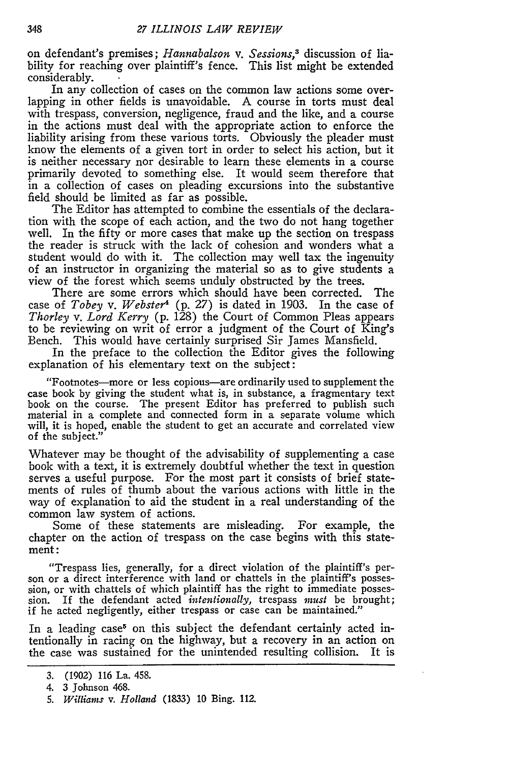on defendant's premises; *Hannabalson* v. *Sessions*,[3] discussion of liability for reaching over plaintiff's fence. This list might be extended considerably.

In any collection of cases on the common law actions some overlapping in other fields is unavoidable. A course in torts must deal with trespass, conversion, negligence, fraud and the like, and a course in the actions must deal with the appropriate action to enforce the liability arising from these various torts. Obviously the pleader must know the elements of a given tort in order to select his action, but it is neither necessary nor desirable to learn these elements in a course primarily devoted to something else. It would seem therefore that in a collection of cases on pleading excursions into the substantive field should be limited as far as possible.

The Editor has attempted to combine the essentials of the declaration with the scope of each action, and the two do not hang together well. In the fifty or more cases that make up the section on trespass the reader is struck with the lack of cohesion and wonders what a student would do with it. The collection may well tax the ingenuity of an instructor in organizing the material so as to give students a view of the forest which seems unduly obstructed by the trees.

There are some errors which should have been corrected. The case of *Tobey* v. *Webster*[4] (p. 27) is dated in 1903. In the case of *Thorley* v. *Lord Kerry* (p. 128) the Court of Common Pleas appears to be reviewing on writ of error a judgment of the Court of King's Bench. This would have certainly surprised Sir James Mansfield.

In the preface to the collection the Editor gives the following explanation of his elementary text on the subject:

> "Footnotes—more or less copious—are ordinarily used to supplement the case book by giving the student what is, in substance, a fragmentary text book on the course. The present Editor has preferred to publish such material in a complete and connected form in a separate volume which will, it is hoped, enable the student to get an accurate and correlated view of the subject."

Whatever may be thought of the advisability of supplementing a case book with a text, it is extremely doubtful whether the text in question serves a useful purpose. For the most part it consists of brief statements of rules of thumb about the various actions with little in the way of explanation to aid the student in a real understanding of the common law system of actions.

Some of these statements are misleading. For example, the chapter on the action of trespass on the case begins with this statement:

> "Trespass lies, generally, for a direct violation of the plaintiff's person or a direct interference with land or chattels in the plaintiff's possession, or with chattels of which plaintiff has the right to immediate possession. If the defendant acted *intentionally*, trespass *must* be brought; if he acted negligently, either trespass or case can be maintained."

In a leading case[5] on this subject the defendant certainly acted intentionally in racing on the highway, but a recovery in an action on the case was sustained for the unintended resulting collision. It is

---

3. (1902) 116 La. 458.

4. 3 Johnson 468.

5. *Williams* v. *Holland* (1833) 10 Bing. 112.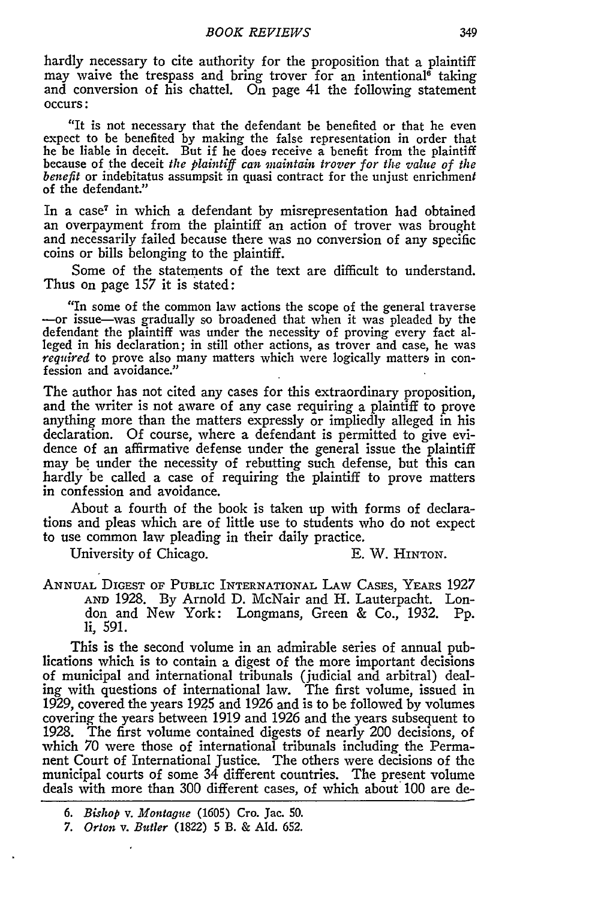hardly necessary to cite authority for the proposition that a plaintiff may waive the trespass and bring trover for an intentional[6] taking and conversion of his chattel. On page 41 the following statement occurs:

> "It is not necessary that the defendant be benefited or that he even expect to be benefited by making the false representation in order that he be liable in deceit. But if he does receive a benefit from the plaintiff because of the deceit *the plaintiff can maintain trover for the value of the benefit* or indebitatus assumpsit in quasi contract for the unjust enrichment of the defendant."

In a case[7] in which a defendant by misrepresentation had obtained an overpayment from the plaintiff an action of trover was brought and necessarily failed because there was no conversion of any specific coins or bills belonging to the plaintiff.

Some of the statements of the text are difficult to understand. Thus on page 157 it is stated:

> "In some of the common law actions the scope of the general traverse —or issue—was gradually so broadened that when it was pleaded by the defendant the plaintiff was under the necessity of proving every fact alleged in his declaration; in still other actions, as trover and case, he was *required* to prove also many matters which were logically matters in confession and avoidance."

The author has not cited any cases for this extraordinary proposition, and the writer is not aware of any case requiring a plaintiff to prove anything more than the matters expressly or impliedly alleged in his declaration. Of course, where a defendant is permitted to give evidence of an affirmative defense under the general issue the plaintiff may be under the necessity of rebutting such defense, but this can hardly be called a case of requiring the plaintiff to prove matters in confession and avoidance.

About a fourth of the book is taken up with forms of declarations and pleas which are of little use to students who do not expect to use common law pleading in their daily practice.

University of Chicago. E. W. HINTON.

ANNUAL DIGEST OF PUBLIC INTERNATIONAL LAW CASES, YEARS 1927 AND 1928. By Arnold D. McNair and H. Lauterpacht. London and New York: Longmans, Green & Co., 1932. Pp. li, 591.

This is the second volume in an admirable series of annual publications which is to contain a digest of the more important decisions of municipal and international tribunals (judicial and arbitral) dealing with questions of international law. The first volume, issued in 1929, covered the years 1925 and 1926 and is to be followed by volumes covering the years between 1919 and 1926 and the years subsequent to 1928. The first volume contained digests of nearly 200 decisions, of which 70 were those of international tribunals including the Permanent Court of International Justice. The others were decisions of the municipal courts of some 34 different countries. The present volume deals with more than 300 different cases, of which about 100 are de-

6. *Bishop* v. *Montague* (1605) Cro. Jac. 50.

7. *Orton* v. *Butler* (1822) 5 B. & Ald. 652.